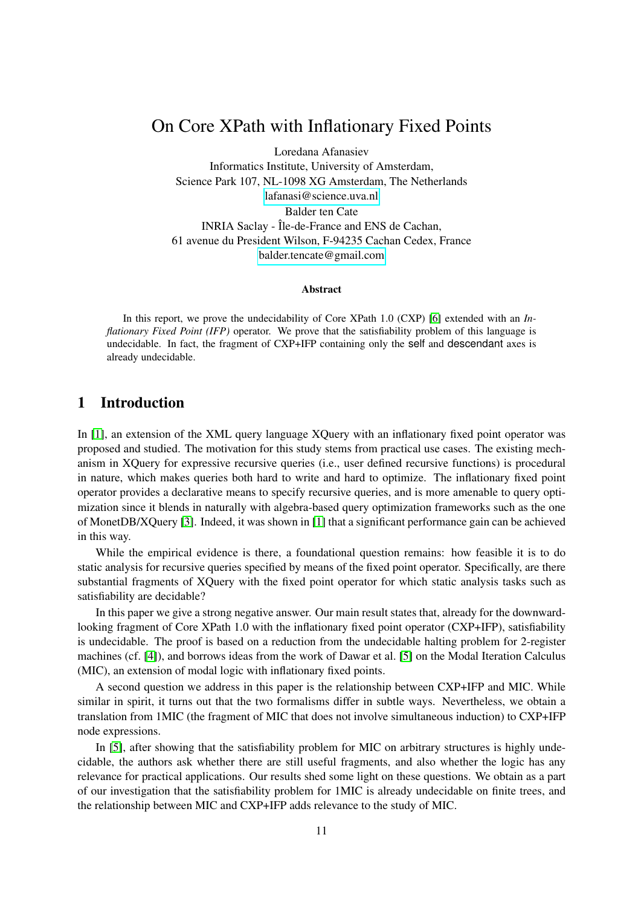# On Core XPath with Inflationary Fixed Points

Loredana Afanasiev
Informatics Institute, University of Amsterdam,
Science Park 107, NL-1098 XG Amsterdam, The Netherlands
lafanasi@science.uva.nl

Balder ten Cate
INRIA Saclay - Île-de-France and ENS de Cachan,
61 avenue du President Wilson, F-94235 Cachan Cedex, France
balder.tencate@gmail.com

### Abstract

In this report, we prove the undecidability of Core XPath 1.0 (CXP) [6] extended with an *Inflationary Fixed Point (IFP)* operator. We prove that the satisfiability problem of this language is undecidable. In fact, the fragment of CXP+IFP containing only the self and descendant axes is already undecidable.

## 1 Introduction

In [1], an extension of the XML query language XQuery with an inflationary fixed point operator was proposed and studied. The motivation for this study stems from practical use cases. The existing mechanism in XQuery for expressive recursive queries (i.e., user defined recursive functions) is procedural in nature, which makes queries both hard to write and hard to optimize. The inflationary fixed point operator provides a declarative means to specify recursive queries, and is more amenable to query optimization since it blends in naturally with algebra-based query optimization frameworks such as the one of MonetDB/XQuery [3]. Indeed, it was shown in [1] that a significant performance gain can be achieved in this way.

While the empirical evidence is there, a foundational question remains: how feasible it is to do static analysis for recursive queries specified by means of the fixed point operator. Specifically, are there substantial fragments of XQuery with the fixed point operator for which static analysis tasks such as satisfiability are decidable?

In this paper we give a strong negative answer. Our main result states that, already for the downward-looking fragment of Core XPath 1.0 with the inflationary fixed point operator (CXP+IFP), satisfiability is undecidable. The proof is based on a reduction from the undecidable halting problem for 2-register machines (cf. [4]), and borrows ideas from the work of Dawar et al. [5] on the Modal Iteration Calculus (MIC), an extension of modal logic with inflationary fixed points.

A second question we address in this paper is the relationship between CXP+IFP and MIC. While similar in spirit, it turns out that the two formalisms differ in subtle ways. Nevertheless, we obtain a translation from 1MIC (the fragment of MIC that does not involve simultaneous induction) to CXP+IFP node expressions.

In [5], after showing that the satisfiability problem for MIC on arbitrary structures is highly undecidable, the authors ask whether there are still useful fragments, and also whether the logic has any relevance for practical applications. Our results shed some light on these questions. We obtain as a part of our investigation that the satisfiability problem for 1MIC is already undecidable on finite trees, and the relationship between MIC and CXP+IFP adds relevance to the study of MIC.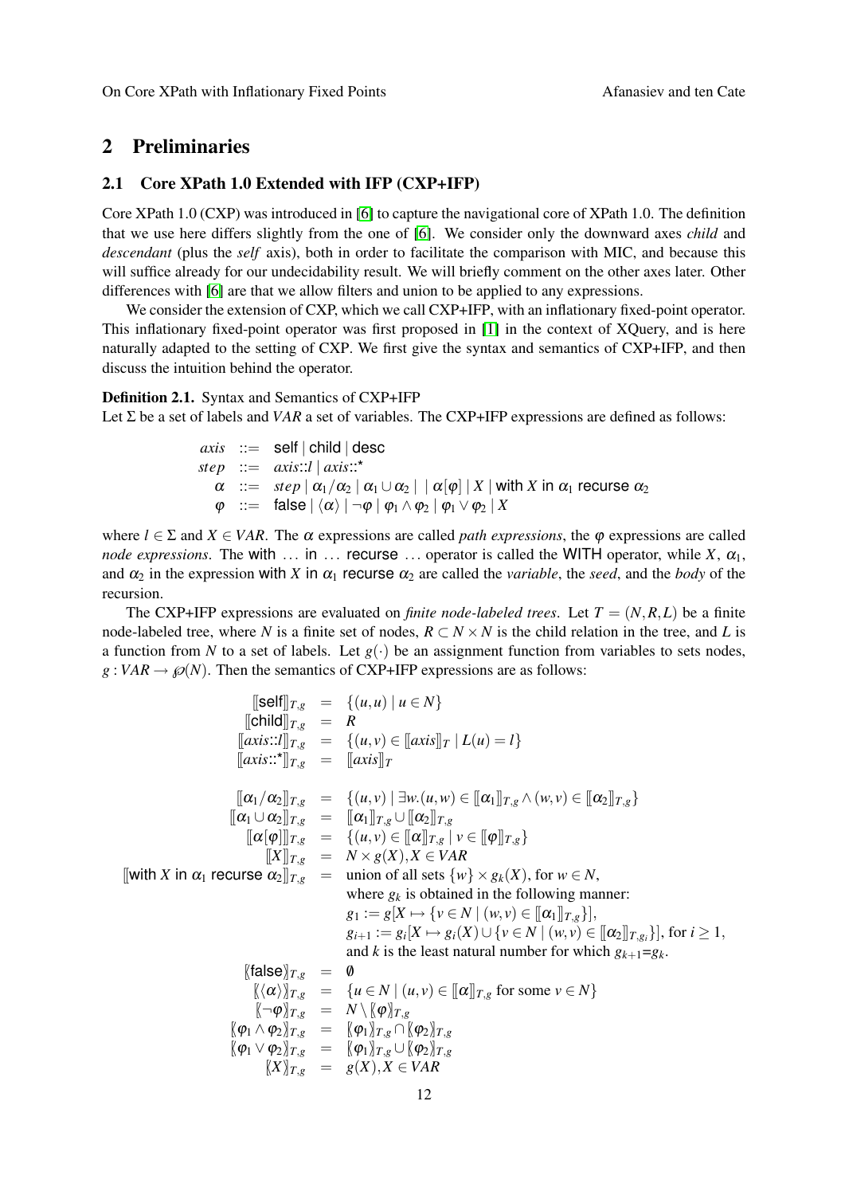## 2 Preliminaries

### 2.1 Core XPath 1.0 Extended with IFP (CXP+IFP)

Core XPath 1.0 (CXP) was introduced in [6] to capture the navigational core of XPath 1.0. The definition that we use here differs slightly from the one of [6]. We consider only the downward axes *child* and *descendant* (plus the *self* axis), both in order to facilitate the comparison with MIC, and because this will suffice already for our undecidability result. We will briefly comment on the other axes later. Other differences with [6] are that we allow filters and union to be applied to any expressions.

We consider the extension of CXP, which we call CXP+IFP, with an inflationary fixed-point operator. This inflationary fixed-point operator was first proposed in [1] in the context of XQuery, and is here naturally adapted to the setting of CXP. We first give the syntax and semantics of CXP+IFP, and then discuss the intuition behind the operator.

**Definition 2.1.** Syntax and Semantics of CXP+IFP
Let $\Sigma$ be a set of labels and *VAR* a set of variables. The CXP+IFP expressions are defined as follows:

$$
\begin{array}{rcl}
axis & ::= & \mathsf{self} \mid \mathsf{child} \mid \mathsf{desc} \\
step & ::= & axis\text{::}l \mid axis\text{::}^{*} \\
\alpha & ::= & step \mid \alpha_1/\alpha_2 \mid \alpha_1 \cup \alpha_2 \mid \mid \alpha[\varphi] \mid X \mid \mathsf{with}\ X\ \mathsf{in}\ \alpha_1\ \mathsf{recurse}\ \alpha_2 \\
\varphi & ::= & \mathsf{false} \mid \langle \alpha \rangle \mid \neg\varphi \mid \varphi_1 \wedge \varphi_2 \mid \varphi_1 \vee \varphi_2 \mid X
\end{array}
$$

where $l \in \Sigma$ and $X \in VAR$. The $\alpha$ expressions are called *path expressions*, the $\varphi$ expressions are called *node expressions*. The with ... in ... recurse ... operator is called the WITH operator, while $X$, $\alpha_1$, and $\alpha_2$ in the expression with $X$ in $\alpha_1$ recurse $\alpha_2$ are called the *variable*, the *seed*, and the *body* of the recursion.

The CXP+IFP expressions are evaluated on *finite node-labeled trees*. Let $T = (N,R,L)$ be a finite node-labeled tree, where $N$ is a finite set of nodes, $R \subset N \times N$ is the child relation in the tree, and $L$ is a function from $N$ to a set of labels. Let $g(\cdot)$ be an assignment function from variables to sets nodes, $g : VAR \to \wp(N)$. Then the semantics of CXP+IFP expressions are as follows:

$$
\begin{array}{rcl}
[\![\mathsf{self}]\!]_{T,g} & = & \{(u,u) \mid u \in N\} \\
[\![\mathsf{child}]\!]_{T,g} & = & R \\
[\![axis\text{::}l]\!]_{T,g} & = & \{(u,v) \in [\![axis]\!]_T \mid L(u) = l\} \\
[\![axis\text{::}^{*}]\!]_{T,g} & = & [\![axis]\!]_T \\
& & \\
[\![\alpha_1/\alpha_2]\!]_{T,g} & = & \{(u,v) \mid \exists w.(u,w) \in [\![\alpha_1]\!]_{T,g} \wedge (w,v) \in [\![\alpha_2]\!]_{T,g}\} \\
[\![\alpha_1 \cup \alpha_2]\!]_{T,g} & = & [\![\alpha_1]\!]_{T,g} \cup [\![\alpha_2]\!]_{T,g} \\
[\![\alpha[\varphi]]\!]_{T,g} & = & \{(u,v) \in [\![\alpha]\!]_{T,g} \mid v \in [\![\varphi]\!]_{T,g}\} \\
[\![X]\!]_{T,g} & = & N \times g(X), X \in VAR \\
[\![\mathsf{with}\ X\ \mathsf{in}\ \alpha_1\ \mathsf{recurse}\ \alpha_2]\!]_{T,g} & = & \text{union of all sets } \{w\} \times g_k(X), \text{ for } w \in N, \\
& & \text{where } g_k \text{ is obtained in the following manner:} \\
& & g_1 := g[X \mapsto \{v \in N \mid (w,v) \in [\![\alpha_1]\!]_{T,g}\}], \\
& & g_{i+1} := g_i[X \mapsto g_i(X) \cup \{v \in N \mid (w,v) \in [\![\alpha_2]\!]_{T,g_i}\}], \text{ for } i \geq 1, \\
& & \text{and } k \text{ is the least natural number for which } g_{k+1} = g_k. \\
(\!|\mathsf{false}|\!)_{T,g} & = & \emptyset \\
(\!|\langle\alpha\rangle|\!)_{T,g} & = & \{u \in N \mid (u,v) \in [\![\alpha]\!]_{T,g} \text{ for some } v \in N\} \\
(\!|\neg\varphi|\!)_{T,g} & = & N \setminus (\!|\varphi|\!)_{T,g} \\
(\!|\varphi_1 \wedge \varphi_2|\!)_{T,g} & = & (\!|\varphi_1|\!)_{T,g} \cap (\!|\varphi_2|\!)_{T,g} \\
(\!|\varphi_1 \vee \varphi_2|\!)_{T,g} & = & (\!|\varphi_1|\!)_{T,g} \cup (\!|\varphi_2|\!)_{T,g} \\
(\!|X|\!)_{T,g} & = & g(X), X \in VAR
\end{array}
$$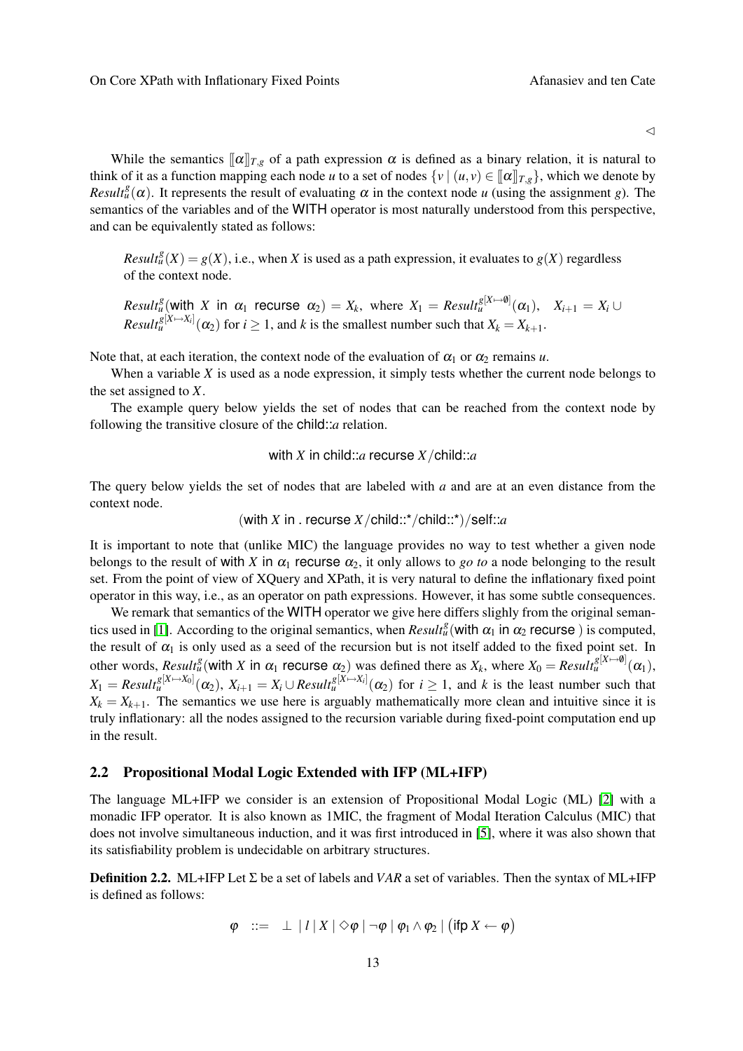$\triangleleft$

While the semantics $[\![\alpha]\!]_{T,g}$ of a path expression $\alpha$ is defined as a binary relation, it is natural to think of it as a function mapping each node $u$ to a set of nodes $\{v \mid (u,v) \in [\![\alpha]\!]_{T,g}\}$, which we denote by $Result_u^g(\alpha)$. It represents the result of evaluating $\alpha$ in the context node $u$ (using the assignment $g$). The semantics of the variables and of the WITH operator is most naturally understood from this perspective, and can be equivalently stated as follows:

> $Result_u^g(X) = g(X)$, i.e., when $X$ is used as a path expression, it evaluates to $g(X)$ regardless of the context node.
>
> $Result_u^g(\text{with } X \text{ in } \alpha_1 \text{ recurse } \alpha_2) = X_k$, where $X_1 = Result_u^{g[X\mapsto\emptyset]}(\alpha_1)$, $X_{i+1} = X_i \cup Result_u^{g[X\mapsto X_i]}(\alpha_2)$ for $i \geq 1$, and $k$ is the smallest number such that $X_k = X_{k+1}$.

Note that, at each iteration, the context node of the evaluation of $\alpha_1$ or $\alpha_2$ remains $u$.

When a variable $X$ is used as a node expression, it simply tests whether the current node belongs to the set assigned to $X$.

The example query below yields the set of nodes that can be reached from the context node by following the transitive closure of the child::$a$ relation.

$$\text{with } X \text{ in child::}a \text{ recurse } X/\text{child::}a$$

The query below yields the set of nodes that are labeled with $a$ and are at an even distance from the context node.

$$(\text{with } X \text{ in . recurse } X/\text{child::*}/\text{child::*})/\text{self::}a$$

It is important to note that (unlike MIC) the language provides no way to test whether a given node belongs to the result of with $X$ in $\alpha_1$ recurse $\alpha_2$, it only allows to *go to* a node belonging to the result set. From the point of view of XQuery and XPath, it is very natural to define the inflationary fixed point operator in this way, i.e., as an operator on path expressions. However, it has some subtle consequences.

We remark that semantics of the WITH operator we give here differs slighly from the original semantics used in [1]. According to the original semantics, when $Result_u^g(\text{with } \alpha_1 \text{ in } \alpha_2 \text{ recurse })$ is computed, the result of $\alpha_1$ is only used as a seed of the recursion but is not itself added to the fixed point set. In other words, $Result_u^g(\text{with } X \text{ in } \alpha_1 \text{ recurse } \alpha_2)$ was defined there as $X_k$, where $X_0 = Result_u^{g[X\mapsto\emptyset]}(\alpha_1)$, $X_1 = Result_u^{g[X\mapsto X_0]}(\alpha_2)$, $X_{i+1} = X_i \cup Result_u^{g[X\mapsto X_i]}(\alpha_2)$ for $i \geq 1$, and $k$ is the least number such that $X_k = X_{k+1}$. The semantics we use here is arguably mathematically more clean and intuitive since it is truly inflationary: all the nodes assigned to the recursion variable during fixed-point computation end up in the result.

### 2.2 Propositional Modal Logic Extended with IFP (ML+IFP)

The language ML+IFP we consider is an extension of Propositional Modal Logic (ML) [2] with a monadic IFP operator. It is also known as 1MIC, the fragment of Modal Iteration Calculus (MIC) that does not involve simultaneous induction, and it was first introduced in [5], where it was also shown that its satisfiability problem is undecidable on arbitrary structures.

**Definition 2.2.** ML+IFP Let $\Sigma$ be a set of labels and $VAR$ a set of variables. Then the syntax of ML+IFP is defined as follows:

$$\varphi \quad ::= \quad \bot \mid l \mid X \mid \Diamond\varphi \mid \neg\varphi \mid \varphi_1 \wedge \varphi_2 \mid (\text{ifp } X \leftarrow \varphi)$$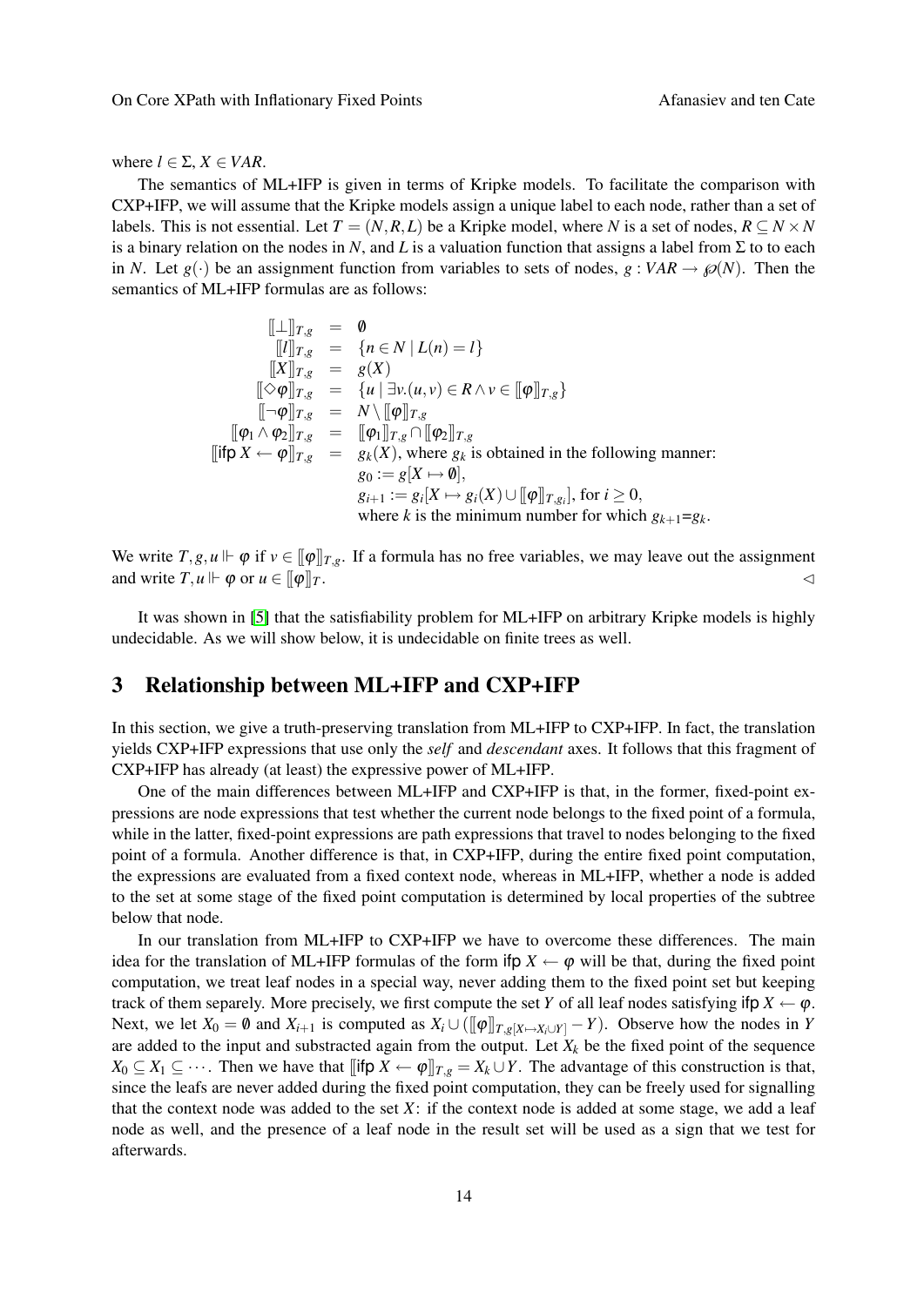where $l \in \Sigma$, $X \in VAR$.

The semantics of ML+IFP is given in terms of Kripke models. To facilitate the comparison with CXP+IFP, we will assume that the Kripke models assign a unique label to each node, rather than a set of labels. This is not essential. Let $T = (N, R, L)$ be a Kripke model, where $N$ is a set of nodes, $R \subseteq N \times N$ is a binary relation on the nodes in $N$, and $L$ is a valuation function that assigns a label from $\Sigma$ to to each in $N$. Let $g(\cdot)$ be an assignment function from variables to sets of nodes, $g : VAR \to \wp(N)$. Then the semantics of ML+IFP formulas are as follows:

$$
\begin{array}{rcl}
[\![\bot]\!]_{T,g} & = & \emptyset \\
[\![l]\!]_{T,g} & = & \{n \in N \mid L(n) = l\} \\
[\![X]\!]_{T,g} & = & g(X) \\
[\![\Diamond\varphi]\!]_{T,g} & = & \{u \mid \exists v.(u,v) \in R \wedge v \in [\![\varphi]\!]_{T,g}\} \\
[\![\neg\varphi]\!]_{T,g} & = & N \setminus [\![\varphi]\!]_{T,g} \\
[\![\varphi_1 \wedge \varphi_2]\!]_{T,g} & = & [\![\varphi_1]\!]_{T,g} \cap [\![\varphi_2]\!]_{T,g} \\
[\![\mathsf{ifp}\ X \leftarrow \varphi]\!]_{T,g} & = & g_k(X), \text{ where } g_k \text{ is obtained in the following manner:} \\
& & g_0 := g[X \mapsto \emptyset], \\
& & g_{i+1} := g_i[X \mapsto g_i(X) \cup [\![\varphi]\!]_{T,g_i}], \text{ for } i \geq 0, \\
& & \text{where } k \text{ is the minimum number for which } g_{k+1}{=}g_k.
\end{array}
$$

We write $T, g, u \Vdash \varphi$ if $v \in [\![\varphi]\!]_{T,g}$. If a formula has no free variables, we may leave out the assignment and write $T, u \Vdash \varphi$ or $u \in [\![\varphi]\!]_T$. $\lhd$

It was shown in [5] that the satisfiability problem for ML+IFP on arbitrary Kripke models is highly undecidable. As we will show below, it is undecidable on finite trees as well.

## 3 Relationship between ML+IFP and CXP+IFP

In this section, we give a truth-preserving translation from ML+IFP to CXP+IFP. In fact, the translation yields CXP+IFP expressions that use only the *self* and *descendant* axes. It follows that this fragment of CXP+IFP has already (at least) the expressive power of ML+IFP.

One of the main differences between ML+IFP and CXP+IFP is that, in the former, fixed-point expressions are node expressions that test whether the current node belongs to the fixed point of a formula, while in the latter, fixed-point expressions are path expressions that travel to nodes belonging to the fixed point of a formula. Another difference is that, in CXP+IFP, during the entire fixed point computation, the expressions are evaluated from a fixed context node, whereas in ML+IFP, whether a node is added to the set at some stage of the fixed point computation is determined by local properties of the subtree below that node.

In our translation from ML+IFP to CXP+IFP we have to overcome these differences. The main idea for the translation of ML+IFP formulas of the form $\mathsf{ifp}\ X \leftarrow \varphi$ will be that, during the fixed point computation, we treat leaf nodes in a special way, never adding them to the fixed point set but keeping track of them separely. More precisely, we first compute the set $Y$ of all leaf nodes satisfying $\mathsf{ifp}\ X \leftarrow \varphi$. Next, we let $X_0 = \emptyset$ and $X_{i+1}$ is computed as $X_i \cup ([\![\varphi]\!]_{T,g[X \mapsto X_i \cup Y]} - Y)$. Observe how the nodes in $Y$ are added to the input and substracted again from the output. Let $X_k$ be the fixed point of the sequence $X_0 \subseteq X_1 \subseteq \cdots$. Then we have that $[\![\mathsf{ifp}\ X \leftarrow \varphi]\!]_{T,g} = X_k \cup Y$. The advantage of this construction is that, since the leafs are never added during the fixed point computation, they can be freely used for signalling that the context node was added to the set $X$: if the context node is added at some stage, we add a leaf node as well, and the presence of a leaf node in the result set will be used as a sign that we test for afterwards.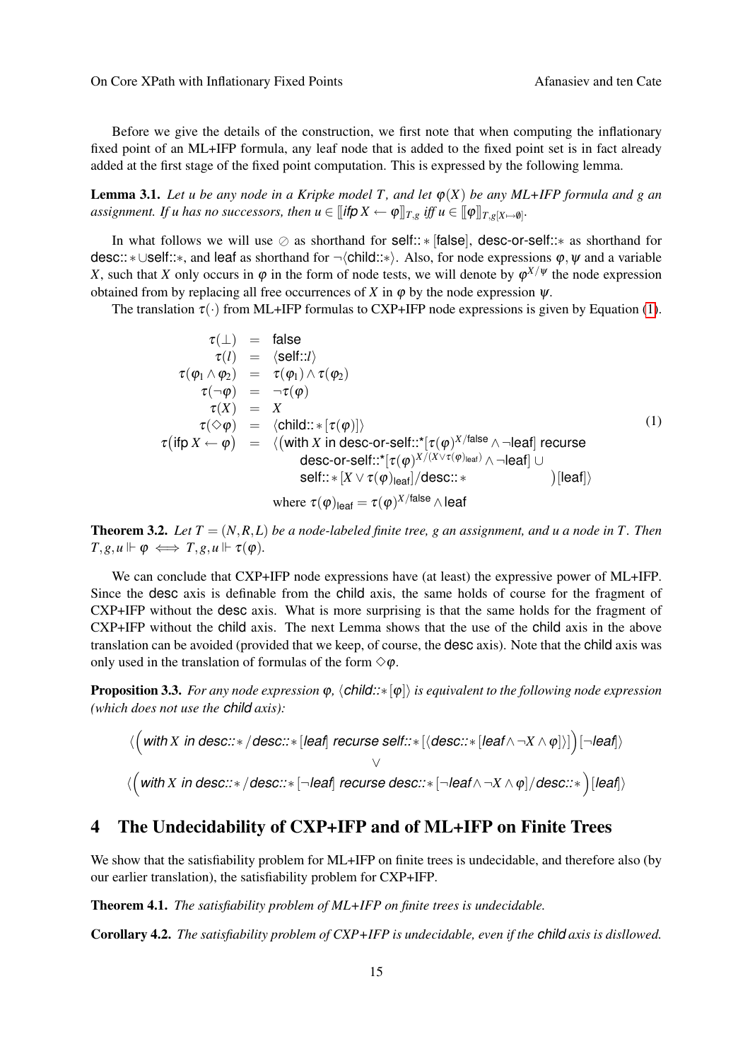Before we give the details of the construction, we first note that when computing the inflationary fixed point of an ML+IFP formula, any leaf node that is added to the fixed point set is in fact already added at the first stage of the fixed point computation. This is expressed by the following lemma.

**Lemma 3.1.** *Let $u$ be any node in a Kripke model $T$, and let $\varphi(X)$ be any ML+IFP formula and $g$ an assignment. If $u$ has no successors, then $u \in [\![\textit{ifp}\, X \leftarrow \varphi]\!]_{T,g}$ iff $u \in [\![\varphi]\!]_{T,g[X \mapsto \emptyset]}$.*

In what follows we will use $\oslash$ as shorthand for $\mathsf{self}::*[\mathsf{false}]$, $\mathsf{desc\text{-}or\text{-}self}::*$ as shorthand for $\mathsf{desc}::* \cup \mathsf{self}::*$, and $\mathsf{leaf}$ as shorthand for $\neg\langle \mathsf{child}::* \rangle$. Also, for node expressions $\varphi, \psi$ and a variable $X$, such that $X$ only occurs in $\varphi$ in the form of node tests, we will denote by $\varphi^{X/\psi}$ the node expression obtained from by replacing all free occurrences of $X$ in $\varphi$ by the node expression $\psi$.

The translation $\tau(\cdot)$ from ML+IFP formulas to CXP+IFP node expressions is given by Equation (1).

$$
\begin{array}{rcl}
\tau(\bot) & = & \mathsf{false} \\
\tau(l) & = & \langle \mathsf{self}::l \rangle \\
\tau(\varphi_1 \wedge \varphi_2) & = & \tau(\varphi_1) \wedge \tau(\varphi_2) \\
\tau(\neg\varphi) & = & \neg\tau(\varphi) \\
\tau(X) & = & X \\
\tau(\Diamond\varphi) & = & \langle \mathsf{child}::*[\tau(\varphi)] \rangle \\
\tau(\mathsf{ifp}\, X \leftarrow \varphi) & = & \langle \big(\mathsf{with}\ X\ \mathsf{in}\ \mathsf{desc\text{-}or\text{-}self}::*[\tau(\varphi)^{X/\mathsf{false}} \wedge \neg\mathsf{leaf}]\ \mathsf{recurse} \\
 & & \quad \mathsf{desc\text{-}or\text{-}self}::*[\tau(\varphi)^{X/(X \vee \tau(\varphi)_{\mathsf{leaf}})} \wedge \neg\mathsf{leaf}] \cup \\
 & & \quad \mathsf{self}::*[X \vee \tau(\varphi)_{\mathsf{leaf}}]/\mathsf{desc}::* \qquad\qquad \big)[\mathsf{leaf}] \rangle \\
 & & \text{where } \tau(\varphi)_{\mathsf{leaf}} = \tau(\varphi)^{X/\mathsf{false}} \wedge \mathsf{leaf}
\end{array}
\qquad (1)
$$

**Theorem 3.2.** *Let $T = (N, R, L)$ be a node-labeled finite tree, $g$ an assignment, and $u$ a node in $T$. Then $T, g, u \Vdash \varphi \iff T, g, u \Vdash \tau(\varphi)$.*

We can conclude that CXP+IFP node expressions have (at least) the expressive power of ML+IFP. Since the desc axis is definable from the child axis, the same holds of course for the fragment of CXP+IFP without the desc axis. What is more surprising is that the same holds for the fragment of CXP+IFP without the child axis. The next Lemma shows that the use of the child axis in the above translation can be avoided (provided that we keep, of course, the desc axis). Note that the child axis was only used in the translation of formulas of the form $\Diamond\varphi$.

**Proposition 3.3.** *For any node expression $\varphi$, $\langle \mathsf{child}::*[\varphi] \rangle$ is equivalent to the following node expression (which does not use the child axis):*

$$
\begin{array}{c}
\langle \Big(\textit{with}\ X\ \textit{in}\ \textit{desc}::*/\textit{desc}::*[\textit{leaf}]\ \textit{recurse}\ \textit{self}::*[\langle \textit{desc}::*[\textit{leaf} \wedge \neg X \wedge \varphi] \rangle]\Big)[\neg\textit{leaf}] \rangle \\
\vee \\
\langle \Big(\textit{with}\ X\ \textit{in}\ \textit{desc}::*/\textit{desc}::*[\neg\textit{leaf}]\ \textit{recurse}\ \textit{desc}::*[\neg\textit{leaf} \wedge \neg X \wedge \varphi]/\textit{desc}::*\Big)[\textit{leaf}] \rangle
\end{array}
$$

## 4 The Undecidability of CXP+IFP and of ML+IFP on Finite Trees

We show that the satisfiability problem for ML+IFP on finite trees is undecidable, and therefore also (by our earlier translation), the satisfiability problem for CXP+IFP.

**Theorem 4.1.** *The satisfiability problem of ML+IFP on finite trees is undecidable.*

**Corollary 4.2.** *The satisfiability problem of CXP+IFP is undecidable, even if the child axis is disllowed.*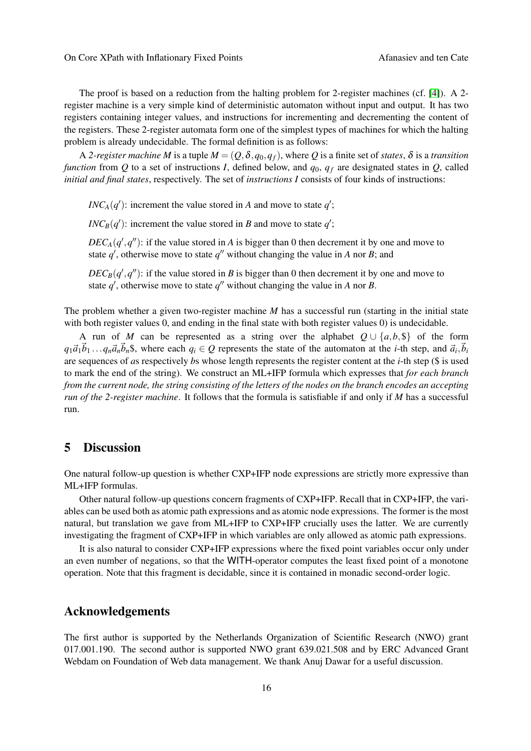The proof is based on a reduction from the halting problem for 2-register machines (cf. [4]). A 2-register machine is a very simple kind of deterministic automaton without input and output. It has two registers containing integer values, and instructions for incrementing and decrementing the content of the registers. These 2-register automata form one of the simplest types of machines for which the halting problem is already undecidable. The formal definition is as follows:

A *2-register machine* $M$ is a tuple $M = (Q, \delta, q_0, q_f)$, where $Q$ is a finite set of *states*, $\delta$ is a *transition function* from $Q$ to a set of instructions $I$, defined below, and $q_0$, $q_f$ are designated states in $Q$, called *initial and final states*, respectively. The set of *instructions* $I$ consists of four kinds of instructions:

> $INC_A(q')$: increment the value stored in $A$ and move to state $q'$;
>
> $INC_B(q')$: increment the value stored in $B$ and move to state $q'$;
>
> $DEC_A(q', q'')$: if the value stored in $A$ is bigger than 0 then decrement it by one and move to state $q'$, otherwise move to state $q''$ without changing the value in $A$ nor $B$; and
>
> $DEC_B(q', q'')$: if the value stored in $B$ is bigger than 0 then decrement it by one and move to state $q'$, otherwise move to state $q''$ without changing the value in $A$ nor $B$.

The problem whether a given two-register machine $M$ has a successful run (starting in the initial state with both register values 0, and ending in the final state with both register values 0) is undecidable.

A run of $M$ can be represented as a string over the alphabet $Q \cup \{a, b, \$\}$ of the form $q_1\vec{a}_1\vec{b}_1 \ldots q_n\vec{a}_n\vec{b}_n\$$, where each $q_i \in Q$ represents the state of the automaton at the $i$-th step, and $\vec{a}_i, \vec{b}_i$ are sequences of $a$s respectively $b$s whose length represents the register content at the $i$-th step (\$ is used to mark the end of the string). We construct an ML+IFP formula which expresses that *for each branch from the current node, the string consisting of the letters of the nodes on the branch encodes an accepting run of the 2-register machine*. It follows that the formula is satisfiable if and only if $M$ has a successful run.

## 5 Discussion

One natural follow-up question is whether CXP+IFP node expressions are strictly more expressive than ML+IFP formulas.

Other natural follow-up questions concern fragments of CXP+IFP. Recall that in CXP+IFP, the variables can be used both as atomic path expressions and as atomic node expressions. The former is the most natural, but translation we gave from ML+IFP to CXP+IFP crucially uses the latter. We are currently investigating the fragment of CXP+IFP in which variables are only allowed as atomic path expressions.

It is also natural to consider CXP+IFP expressions where the fixed point variables occur only under an even number of negations, so that the WITH-operator computes the least fixed point of a monotone operation. Note that this fragment is decidable, since it is contained in monadic second-order logic.

## Acknowledgements

The first author is supported by the Netherlands Organization of Scientific Research (NWO) grant 017.001.190. The second author is supported NWO grant 639.021.508 and by ERC Advanced Grant Webdam on Foundation of Web data management. We thank Anuj Dawar for a useful discussion.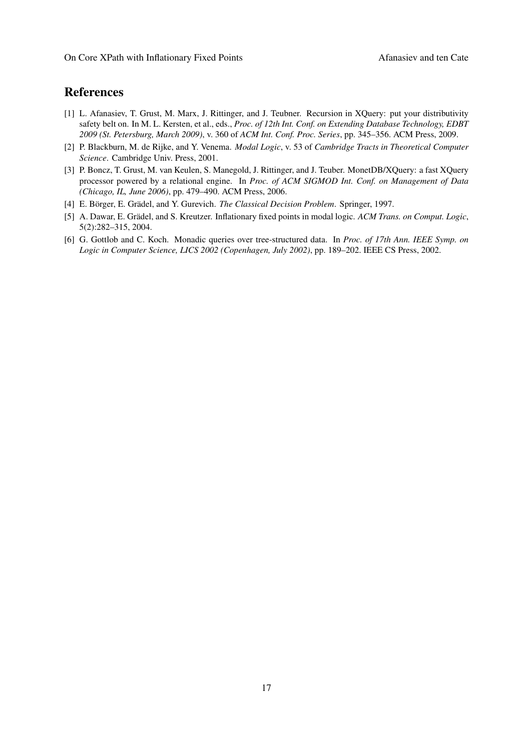## References

[1] L. Afanasiev, T. Grust, M. Marx, J. Rittinger, and J. Teubner. Recursion in XQuery: put your distributivity safety belt on. In M. L. Kersten, et al., eds., *Proc. of 12th Int. Conf. on Extending Database Technology, EDBT 2009 (St. Petersburg, March 2009)*, v. 360 of *ACM Int. Conf. Proc. Series*, pp. 345–356. ACM Press, 2009.

[2] P. Blackburn, M. de Rijke, and Y. Venema. *Modal Logic*, v. 53 of *Cambridge Tracts in Theoretical Computer Science*. Cambridge Univ. Press, 2001.

[3] P. Boncz, T. Grust, M. van Keulen, S. Manegold, J. Rittinger, and J. Teuber. MonetDB/XQuery: a fast XQuery processor powered by a relational engine. In *Proc. of ACM SIGMOD Int. Conf. on Management of Data (Chicago, IL, June 2006)*, pp. 479–490. ACM Press, 2006.

[4] E. Börger, E. Grädel, and Y. Gurevich. *The Classical Decision Problem*. Springer, 1997.

[5] A. Dawar, E. Grädel, and S. Kreutzer. Inflationary fixed points in modal logic. *ACM Trans. on Comput. Logic*, 5(2):282–315, 2004.

[6] G. Gottlob and C. Koch. Monadic queries over tree-structured data. In *Proc. of 17th Ann. IEEE Symp. on Logic in Computer Science, LICS 2002 (Copenhagen, July 2002)*, pp. 189–202. IEEE CS Press, 2002.